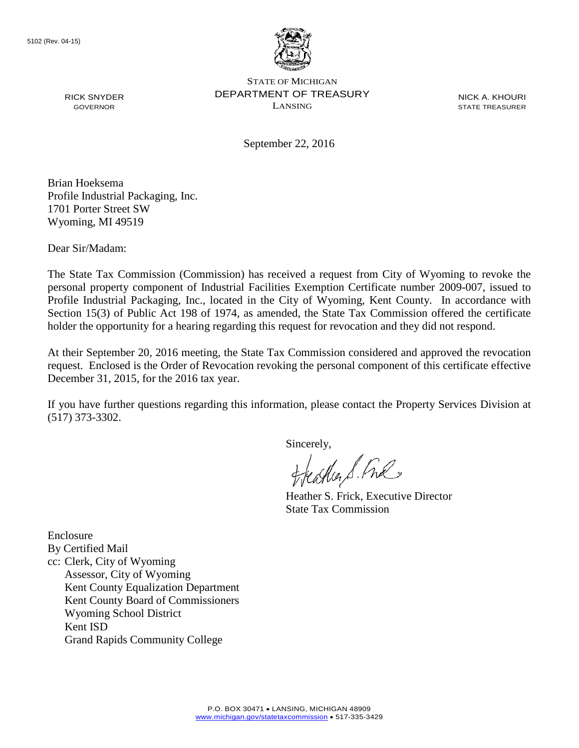5102 (Rev. 04-15)

RICK SNYDER
GOVERNOR

STATE OF MICHIGAN
DEPARTMENT OF TREASURY
LANSING

NICK A. KHOURI
STATE TREASURER

September 22, 2016

Brian Hoeksema
Profile Industrial Packaging, Inc.
1701 Porter Street SW
Wyoming, MI 49519

Dear Sir/Madam:

The State Tax Commission (Commission) has received a request from City of Wyoming to revoke the personal property component of Industrial Facilities Exemption Certificate number 2009-007, issued to Profile Industrial Packaging, Inc., located in the City of Wyoming, Kent County. In accordance with Section 15(3) of Public Act 198 of 1974, as amended, the State Tax Commission offered the certificate holder the opportunity for a hearing regarding this request for revocation and they did not respond.

At their September 20, 2016 meeting, the State Tax Commission considered and approved the revocation request. Enclosed is the Order of Revocation revoking the personal component of this certificate effective December 31, 2015, for the 2016 tax year.

If you have further questions regarding this information, please contact the Property Services Division at (517) 373-3302.

Sincerely,

Heather S. Frick, Executive Director
State Tax Commission

Enclosure
By Certified Mail
cc: Clerk, City of Wyoming
Assessor, City of Wyoming
Kent County Equalization Department
Kent County Board of Commissioners
Wyoming School District
Kent ISD
Grand Rapids Community College

P.O. BOX 30471 • LANSING, MICHIGAN 48909
www.michigan.gov/statetaxcommission • 517-335-3429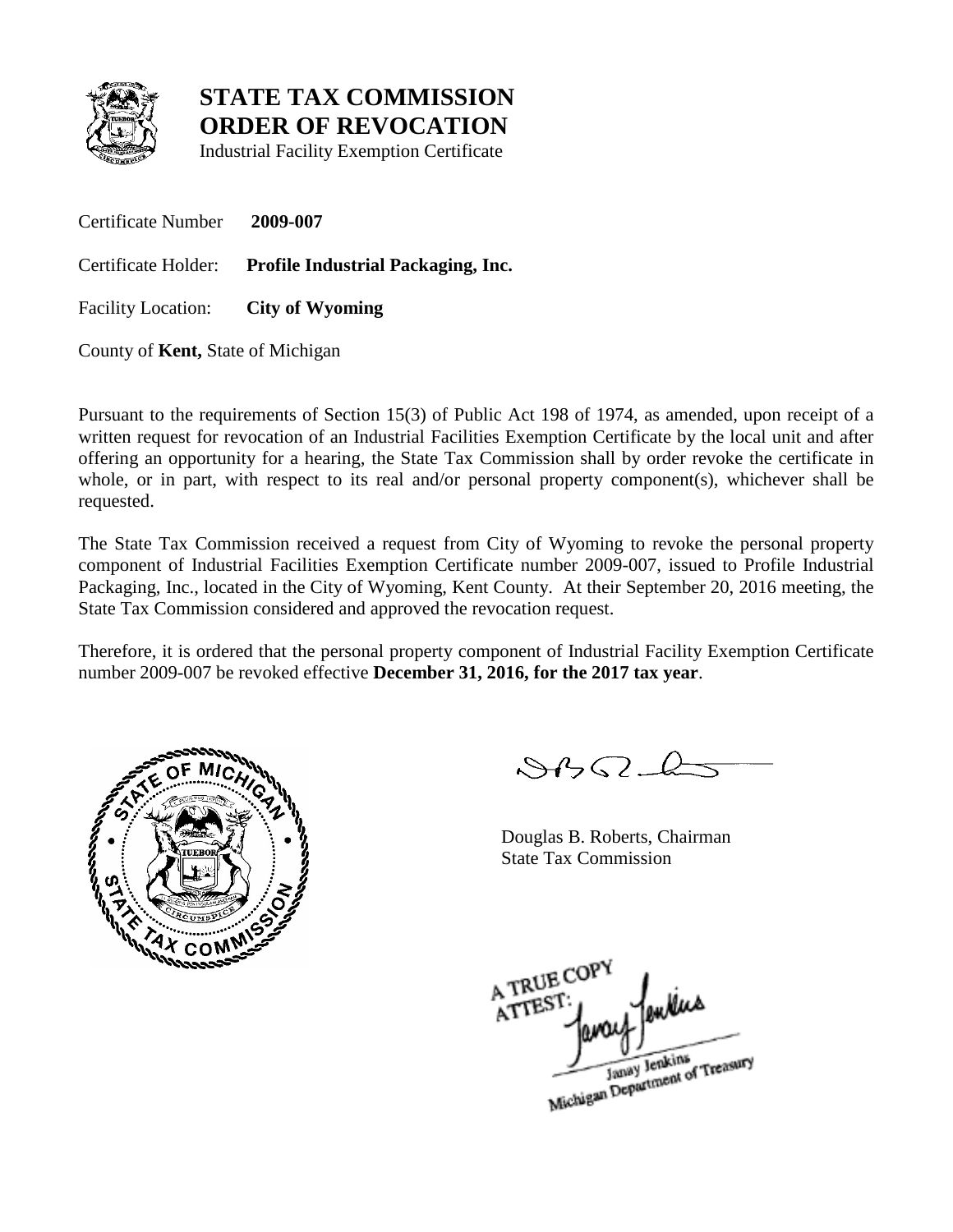# STATE TAX COMMISSION
# ORDER OF REVOCATION

Industrial Facility Exemption Certificate

Certificate Number **2009-007**

Certificate Holder: **Profile Industrial Packaging, Inc.**

Facility Location: **City of Wyoming**

County of **Kent,** State of Michigan

Pursuant to the requirements of Section 15(3) of Public Act 198 of 1974, as amended, upon receipt of a written request for revocation of an Industrial Facilities Exemption Certificate by the local unit and after offering an opportunity for a hearing, the State Tax Commission shall by order revoke the certificate in whole, or in part, with respect to its real and/or personal property component(s), whichever shall be requested.

The State Tax Commission received a request from City of Wyoming to revoke the personal property component of Industrial Facilities Exemption Certificate number 2009-007, issued to Profile Industrial Packaging, Inc., located in the City of Wyoming, Kent County. At their September 20, 2016 meeting, the State Tax Commission considered and approved the revocation request.

Therefore, it is ordered that the personal property component of Industrial Facility Exemption Certificate number 2009-007 be revoked effective **December 31, 2016, for the 2017 tax year**.

Douglas B. Roberts, Chairman
State Tax Commission

A TRUE COPY
ATTEST:
Janay Jenkins
Michigan Department of Treasury